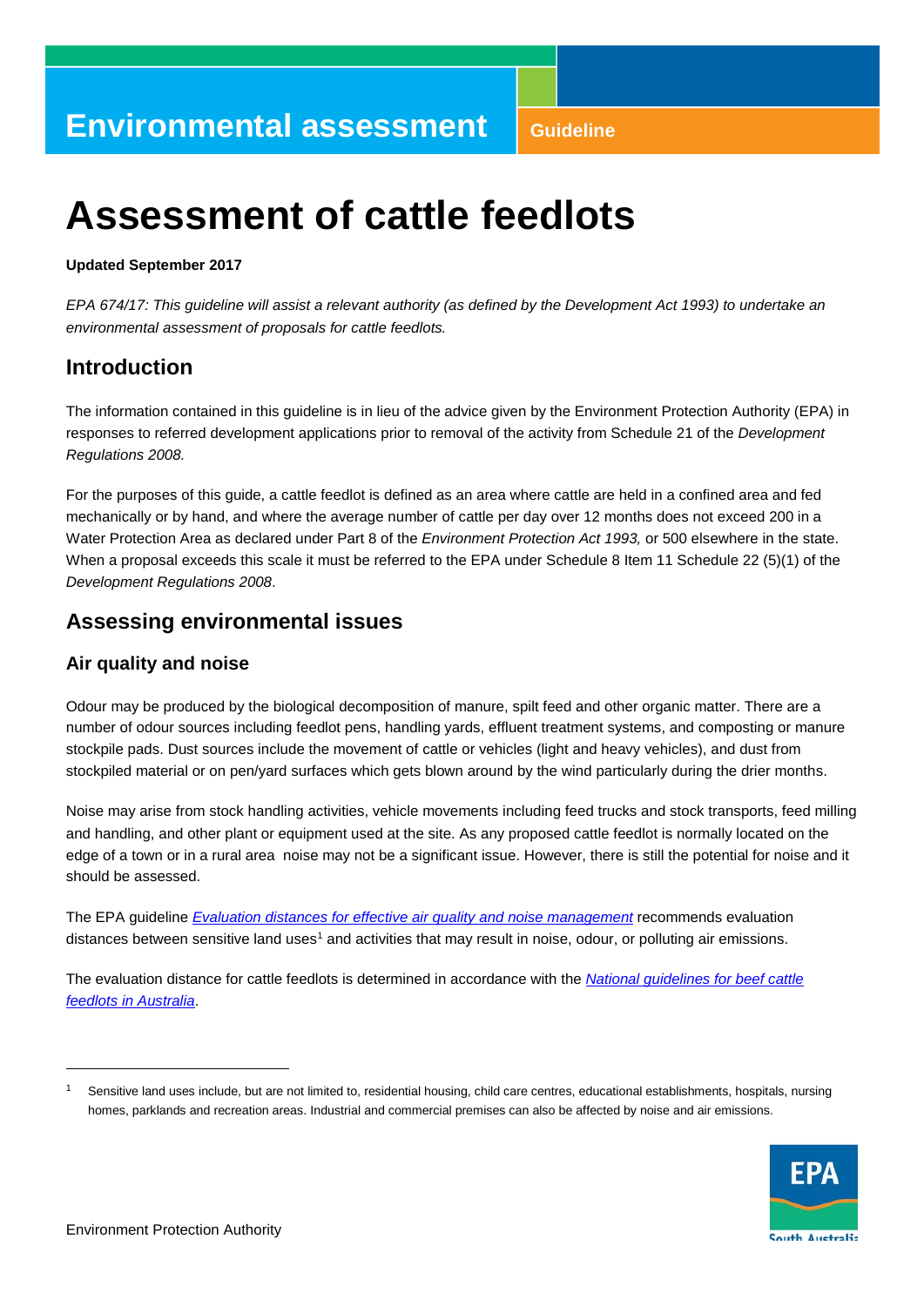Environmental assessment

Guideline

# Assessment of cattle feedlots

**Updated September 2017**

*EPA 674/17: This guideline will assist a relevant authority (as defined by the Development Act 1993) to undertake an environmental assessment of proposals for cattle feedlots.*

## Introduction

The information contained in this guideline is in lieu of the advice given by the Environment Protection Authority (EPA) in responses to referred development applications prior to removal of the activity from Schedule 21 of the *Development Regulations 2008.*

For the purposes of this guide, a cattle feedlot is defined as an area where cattle are held in a confined area and fed mechanically or by hand, and where the average number of cattle per day over 12 months does not exceed 200 in a Water Protection Area as declared under Part 8 of the *Environment Protection Act 1993,* or 500 elsewhere in the state. When a proposal exceeds this scale it must be referred to the EPA under Schedule 8 Item 11 Schedule 22 (5)(1) of the *Development Regulations 2008*.

## Assessing environmental issues

### Air quality and noise

Odour may be produced by the biological decomposition of manure, spilt feed and other organic matter. There are a number of odour sources including feedlot pens, handling yards, effluent treatment systems, and composting or manure stockpile pads. Dust sources include the movement of cattle or vehicles (light and heavy vehicles), and dust from stockpiled material or on pen/yard surfaces which gets blown around by the wind particularly during the drier months.

Noise may arise from stock handling activities, vehicle movements including feed trucks and stock transports, feed milling and handling, and other plant or equipment used at the site. As any proposed cattle feedlot is normally located on the edge of a town or in a rural area noise may not be a significant issue. However, there is still the potential for noise and it should be assessed.

The EPA guideline *Evaluation distances for effective air quality and noise management* recommends evaluation distances between sensitive land uses[1] and activities that may result in noise, odour, or polluting air emissions.

The evaluation distance for cattle feedlots is determined in accordance with the *National guidelines for beef cattle feedlots in Australia*.

[1] Sensitive land uses include, but are not limited to, residential housing, child care centres, educational establishments, hospitals, nursing homes, parklands and recreation areas. Industrial and commercial premises can also be affected by noise and air emissions.

Environment Protection Authority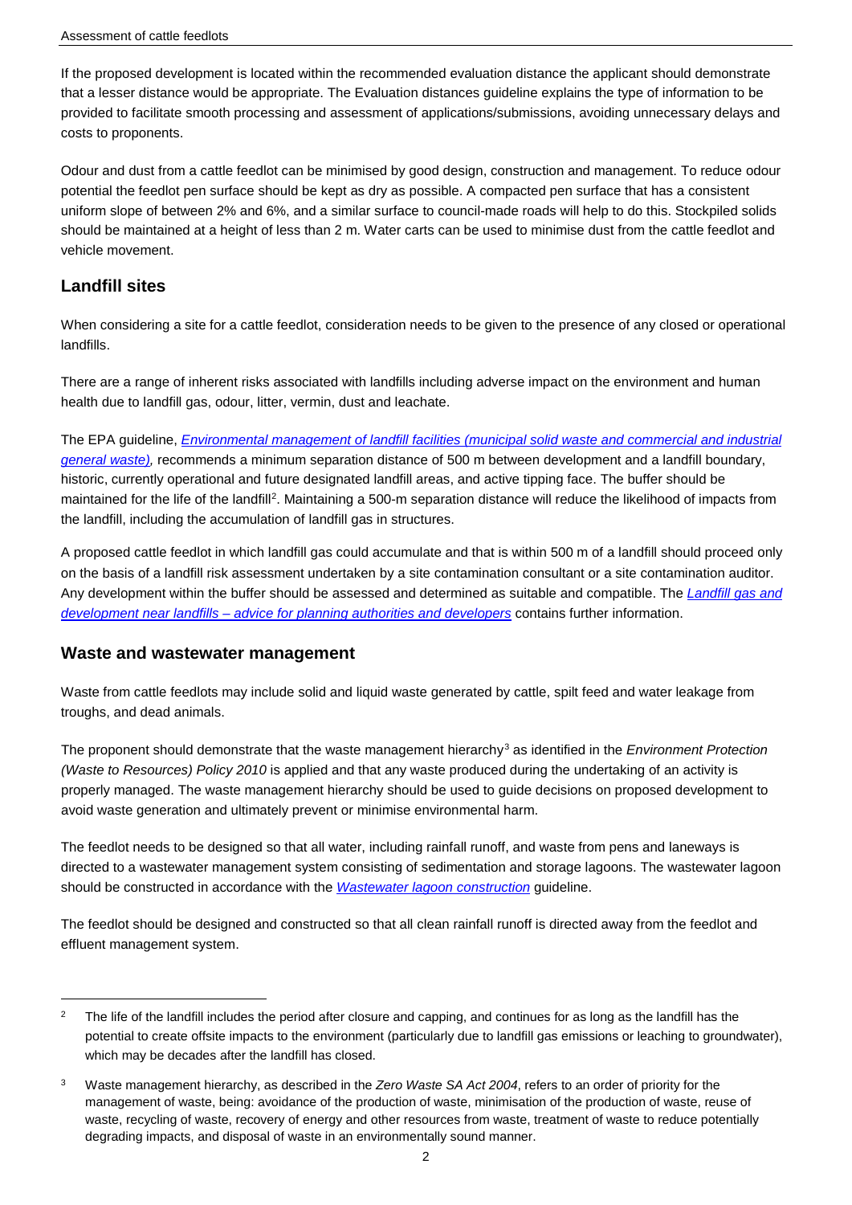If the proposed development is located within the recommended evaluation distance the applicant should demonstrate that a lesser distance would be appropriate. The Evaluation distances guideline explains the type of information to be provided to facilitate smooth processing and assessment of applications/submissions, avoiding unnecessary delays and costs to proponents.

Odour and dust from a cattle feedlot can be minimised by good design, construction and management. To reduce odour potential the feedlot pen surface should be kept as dry as possible. A compacted pen surface that has a consistent uniform slope of between 2% and 6%, and a similar surface to council-made roads will help to do this. Stockpiled solids should be maintained at a height of less than 2 m. Water carts can be used to minimise dust from the cattle feedlot and vehicle movement.

## Landfill sites

When considering a site for a cattle feedlot, consideration needs to be given to the presence of any closed or operational landfills.

There are a range of inherent risks associated with landfills including adverse impact on the environment and human health due to landfill gas, odour, litter, vermin, dust and leachate.

The EPA guideline, *Environmental management of landfill facilities (municipal solid waste and commercial and industrial general waste),* recommends a minimum separation distance of 500 m between development and a landfill boundary, historic, currently operational and future designated landfill areas, and active tipping face. The buffer should be maintained for the life of the landfill[2]. Maintaining a 500-m separation distance will reduce the likelihood of impacts from the landfill, including the accumulation of landfill gas in structures.

A proposed cattle feedlot in which landfill gas could accumulate and that is within 500 m of a landfill should proceed only on the basis of a landfill risk assessment undertaken by a site contamination consultant or a site contamination auditor. Any development within the buffer should be assessed and determined as suitable and compatible. The *Landfill gas and development near landfills – advice for planning authorities and developers* contains further information.

## Waste and wastewater management

Waste from cattle feedlots may include solid and liquid waste generated by cattle, spilt feed and water leakage from troughs, and dead animals.

The proponent should demonstrate that the waste management hierarchy[3] as identified in the *Environment Protection (Waste to Resources) Policy 2010* is applied and that any waste produced during the undertaking of an activity is properly managed. The waste management hierarchy should be used to guide decisions on proposed development to avoid waste generation and ultimately prevent or minimise environmental harm.

The feedlot needs to be designed so that all water, including rainfall runoff, and waste from pens and laneways is directed to a wastewater management system consisting of sedimentation and storage lagoons. The wastewater lagoon should be constructed in accordance with the *Wastewater lagoon construction* guideline.

The feedlot should be designed and constructed so that all clean rainfall runoff is directed away from the feedlot and effluent management system.

---

[2] The life of the landfill includes the period after closure and capping, and continues for as long as the landfill has the potential to create offsite impacts to the environment (particularly due to landfill gas emissions or leaching to groundwater), which may be decades after the landfill has closed.

[3] Waste management hierarchy, as described in the *Zero Waste SA Act 2004*, refers to an order of priority for the management of waste, being: avoidance of the production of waste, minimisation of the production of waste, reuse of waste, recycling of waste, recovery of energy and other resources from waste, treatment of waste to reduce potentially degrading impacts, and disposal of waste in an environmentally sound manner.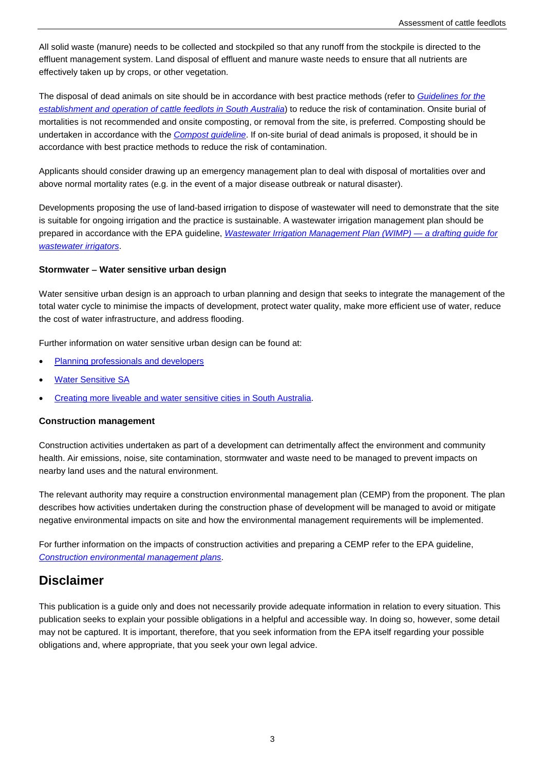All solid waste (manure) needs to be collected and stockpiled so that any runoff from the stockpile is directed to the effluent management system. Land disposal of effluent and manure waste needs to ensure that all nutrients are effectively taken up by crops, or other vegetation.

The disposal of dead animals on site should be in accordance with best practice methods (refer to *Guidelines for the establishment and operation of cattle feedlots in South Australia*) to reduce the risk of contamination. Onsite burial of mortalities is not recommended and onsite composting, or removal from the site, is preferred. Composting should be undertaken in accordance with the *Compost guideline*. If on-site burial of dead animals is proposed, it should be in accordance with best practice methods to reduce the risk of contamination.

Applicants should consider drawing up an emergency management plan to deal with disposal of mortalities over and above normal mortality rates (e.g. in the event of a major disease outbreak or natural disaster).

Developments proposing the use of land-based irrigation to dispose of wastewater will need to demonstrate that the site is suitable for ongoing irrigation and the practice is sustainable. A wastewater irrigation management plan should be prepared in accordance with the EPA guideline, *Wastewater Irrigation Management Plan (WIMP) — a drafting guide for wastewater irrigators*.

**Stormwater – Water sensitive urban design**

Water sensitive urban design is an approach to urban planning and design that seeks to integrate the management of the total water cycle to minimise the impacts of development, protect water quality, make more efficient use of water, reduce the cost of water infrastructure, and address flooding.

Further information on water sensitive urban design can be found at:

- Planning professionals and developers
- Water Sensitive SA
- Creating more liveable and water sensitive cities in South Australia.

**Construction management**

Construction activities undertaken as part of a development can detrimentally affect the environment and community health. Air emissions, noise, site contamination, stormwater and waste need to be managed to prevent impacts on nearby land uses and the natural environment.

The relevant authority may require a construction environmental management plan (CEMP) from the proponent. The plan describes how activities undertaken during the construction phase of development will be managed to avoid or mitigate negative environmental impacts on site and how the environmental management requirements will be implemented.

For further information on the impacts of construction activities and preparing a CEMP refer to the EPA guideline, *Construction environmental management plans*.

## Disclaimer

This publication is a guide only and does not necessarily provide adequate information in relation to every situation. This publication seeks to explain your possible obligations in a helpful and accessible way. In doing so, however, some detail may not be captured. It is important, therefore, that you seek information from the EPA itself regarding your possible obligations and, where appropriate, that you seek your own legal advice.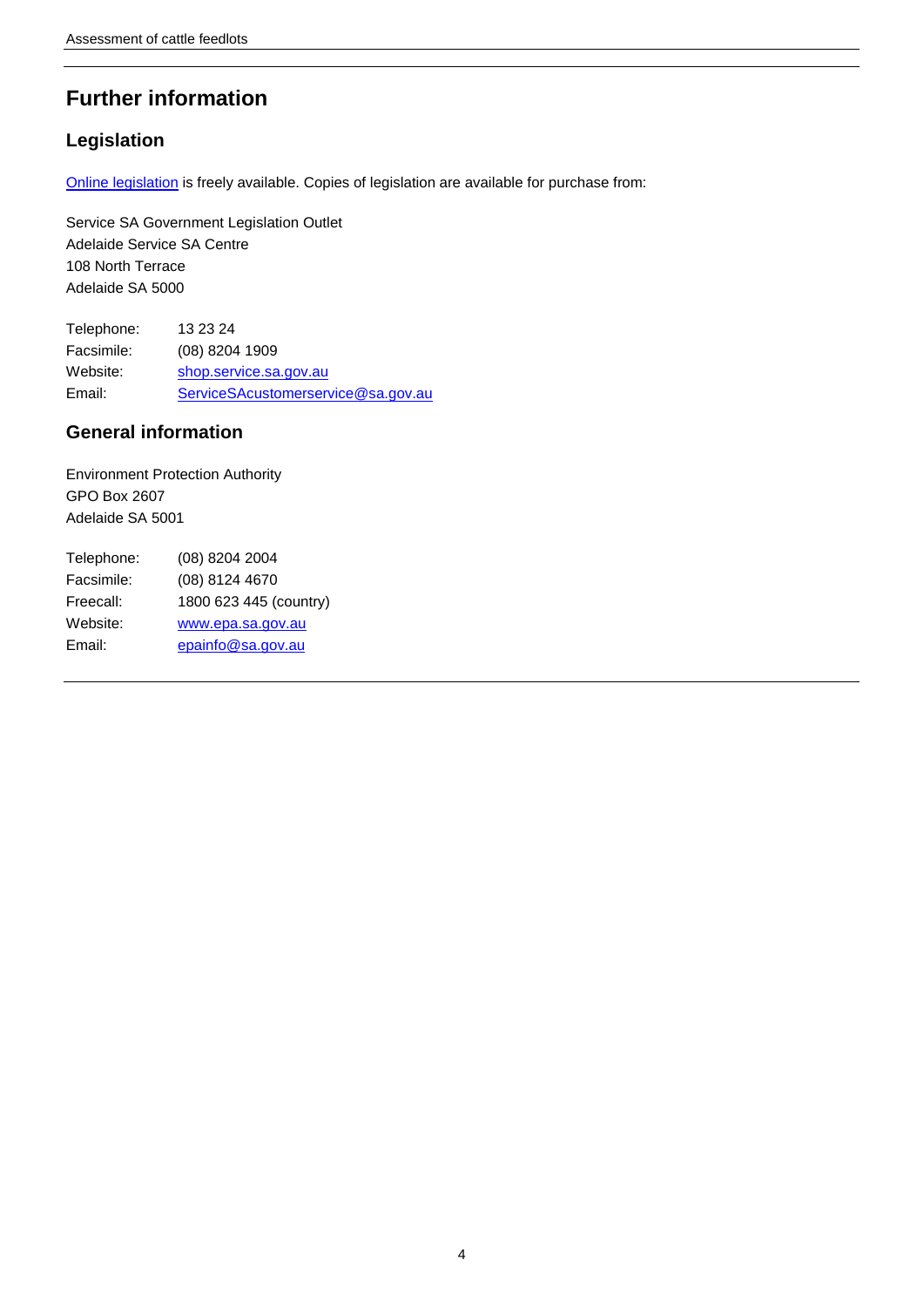# Further information

## Legislation

[Online legislation] is freely available. Copies of legislation are available for purchase from:

Service SA Government Legislation Outlet
Adelaide Service SA Centre
108 North Terrace
Adelaide SA 5000

| | |
|---|---|
| Telephone: | 13 23 24 |
| Facsimile: | (08) 8204 1909 |
| Website: | shop.service.sa.gov.au |
| Email: | ServiceSAcustomerservice@sa.gov.au |

## General information

Environment Protection Authority
GPO Box 2607
Adelaide SA 5001

| | |
|---|---|
| Telephone: | (08) 8204 2004 |
| Facsimile: | (08) 8124 4670 |
| Freecall: | 1800 623 445 (country) |
| Website: | www.epa.sa.gov.au |
| Email: | epainfo@sa.gov.au |